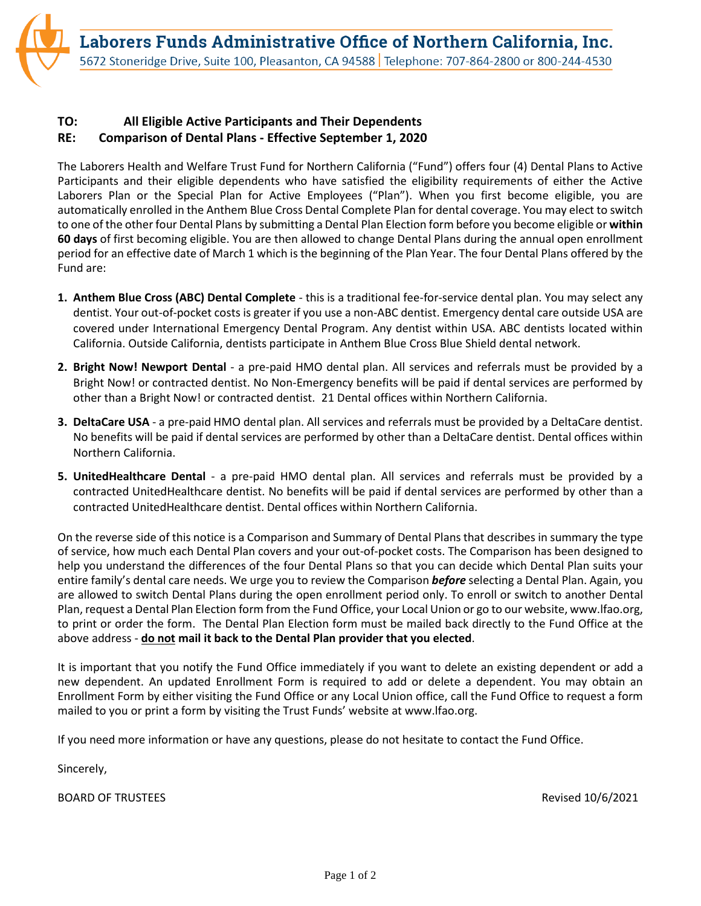# Laborers Funds Administrative Office of Northern California, Inc.

5672 Stoneridge Drive, Suite 100, Pleasanton, CA 94588 | Telephone: 707-864-2800 or 800-244-4530

**TO: All Eligible Active Participants and Their Dependents**
**RE: Comparison of Dental Plans - Effective September 1, 2020**

The Laborers Health and Welfare Trust Fund for Northern California ("Fund") offers four (4) Dental Plans to Active Participants and their eligible dependents who have satisfied the eligibility requirements of either the Active Laborers Plan or the Special Plan for Active Employees ("Plan"). When you first become eligible, you are automatically enrolled in the Anthem Blue Cross Dental Complete Plan for dental coverage. You may elect to switch to one of the other four Dental Plans by submitting a Dental Plan Election form before you become eligible or **within 60 days** of first becoming eligible. You are then allowed to change Dental Plans during the annual open enrollment period for an effective date of March 1 which is the beginning of the Plan Year. The four Dental Plans offered by the Fund are:

1. **Anthem Blue Cross (ABC) Dental Complete** - this is a traditional fee-for-service dental plan. You may select any dentist. Your out-of-pocket costs is greater if you use a non-ABC dentist. Emergency dental care outside USA are covered under International Emergency Dental Program. Any dentist within USA. ABC dentists located within California. Outside California, dentists participate in Anthem Blue Cross Blue Shield dental network.

2. **Bright Now! Newport Dental** - a pre-paid HMO dental plan. All services and referrals must be provided by a Bright Now! or contracted dentist. No Non-Emergency benefits will be paid if dental services are performed by other than a Bright Now! or contracted dentist. 21 Dental offices within Northern California.

3. **DeltaCare USA** - a pre-paid HMO dental plan. All services and referrals must be provided by a DeltaCare dentist. No benefits will be paid if dental services are performed by other than a DeltaCare dentist. Dental offices within Northern California.

5. **UnitedHealthcare Dental** - a pre-paid HMO dental plan. All services and referrals must be provided by a contracted UnitedHealthcare dentist. No benefits will be paid if dental services are performed by other than a contracted UnitedHealthcare dentist. Dental offices within Northern California.

On the reverse side of this notice is a Comparison and Summary of Dental Plans that describes in summary the type of service, how much each Dental Plan covers and your out-of-pocket costs. The Comparison has been designed to help you understand the differences of the four Dental Plans so that you can decide which Dental Plan suits your entire family's dental care needs. We urge you to review the Comparison ***before*** selecting a Dental Plan. Again, you are allowed to switch Dental Plans during the open enrollment period only. To enroll or switch to another Dental Plan, request a Dental Plan Election form from the Fund Office, your Local Union or go to our website, www.lfao.org, to print or order the form. The Dental Plan Election form must be mailed back directly to the Fund Office at the above address - **do not mail it back to the Dental Plan provider that you elected**.

It is important that you notify the Fund Office immediately if you want to delete an existing dependent or add a new dependent. An updated Enrollment Form is required to add or delete a dependent. You may obtain an Enrollment Form by either visiting the Fund Office or any Local Union office, call the Fund Office to request a form mailed to you or print a form by visiting the Trust Funds' website at www.lfao.org.

If you need more information or have any questions, please do not hesitate to contact the Fund Office.

Sincerely,

BOARD OF TRUSTEES

Revised 10/6/2021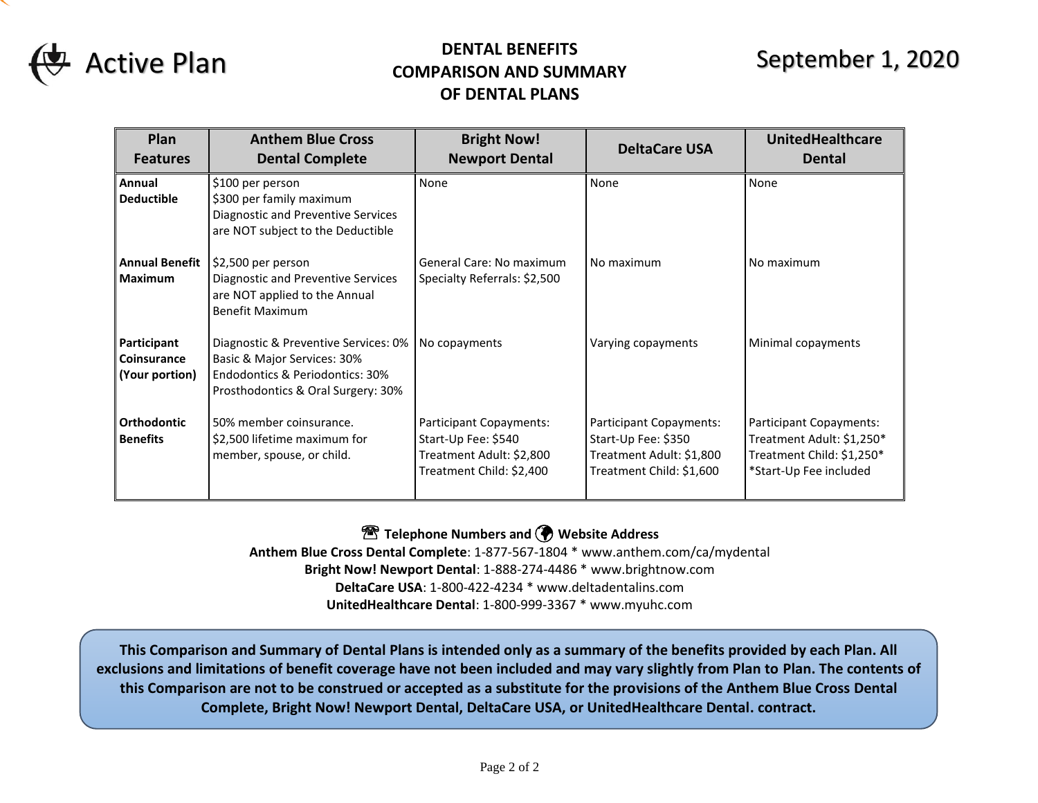Active Plan

# DENTAL BENEFITS COMPARISON AND SUMMARY OF DENTAL PLANS

September 1, 2020

| Plan Features | Anthem Blue Cross Dental Complete | Bright Now! Newport Dental | DeltaCare USA | UnitedHealthcare Dental |
|---|---|---|---|---|
| **Annual Deductible** | $100 per person<br>$300 per family maximum<br>Diagnostic and Preventive Services are NOT subject to the Deductible | None | None | None |
| **Annual Benefit Maximum** | $2,500 per person<br>Diagnostic and Preventive Services are NOT applied to the Annual Benefit Maximum | General Care: No maximum<br>Specialty Referrals: $2,500 | No maximum | No maximum |
| **Participant Coinsurance (Your portion)** | Diagnostic & Preventive Services: 0%<br>Basic & Major Services: 30%<br>Endodontics & Periodontics: 30%<br>Prosthodontics & Oral Surgery: 30% | No copayments | Varying copayments | Minimal copayments |
| **Orthodontic Benefits** | 50% member coinsurance.<br>$2,500 lifetime maximum for member, spouse, or child. | Participant Copayments:<br>Start-Up Fee: $540<br>Treatment Adult: $2,800<br>Treatment Child: $2,400 | Participant Copayments:<br>Start-Up Fee: $350<br>Treatment Adult: $1,800<br>Treatment Child: $1,600 | Participant Copayments:<br>Treatment Adult: $1,250*<br>Treatment Child: $1,250*<br>*Start-Up Fee included |

**Telephone Numbers and Website Address**

**Anthem Blue Cross Dental Complete**: 1-877-567-1804 * www.anthem.com/ca/mydental

**Bright Now! Newport Dental**: 1-888-274-4486 * www.brightnow.com

**DeltaCare USA**: 1-800-422-4234 * www.deltadentalins.com

**UnitedHealthcare Dental**: 1-800-999-3367 * www.myuhc.com

**This Comparison and Summary of Dental Plans is intended only as a summary of the benefits provided by each Plan. All exclusions and limitations of benefit coverage have not been included and may vary slightly from Plan to Plan. The contents of this Comparison are not to be construed or accepted as a substitute for the provisions of the Anthem Blue Cross Dental Complete, Bright Now! Newport Dental, DeltaCare USA, or UnitedHealthcare Dental. contract.**